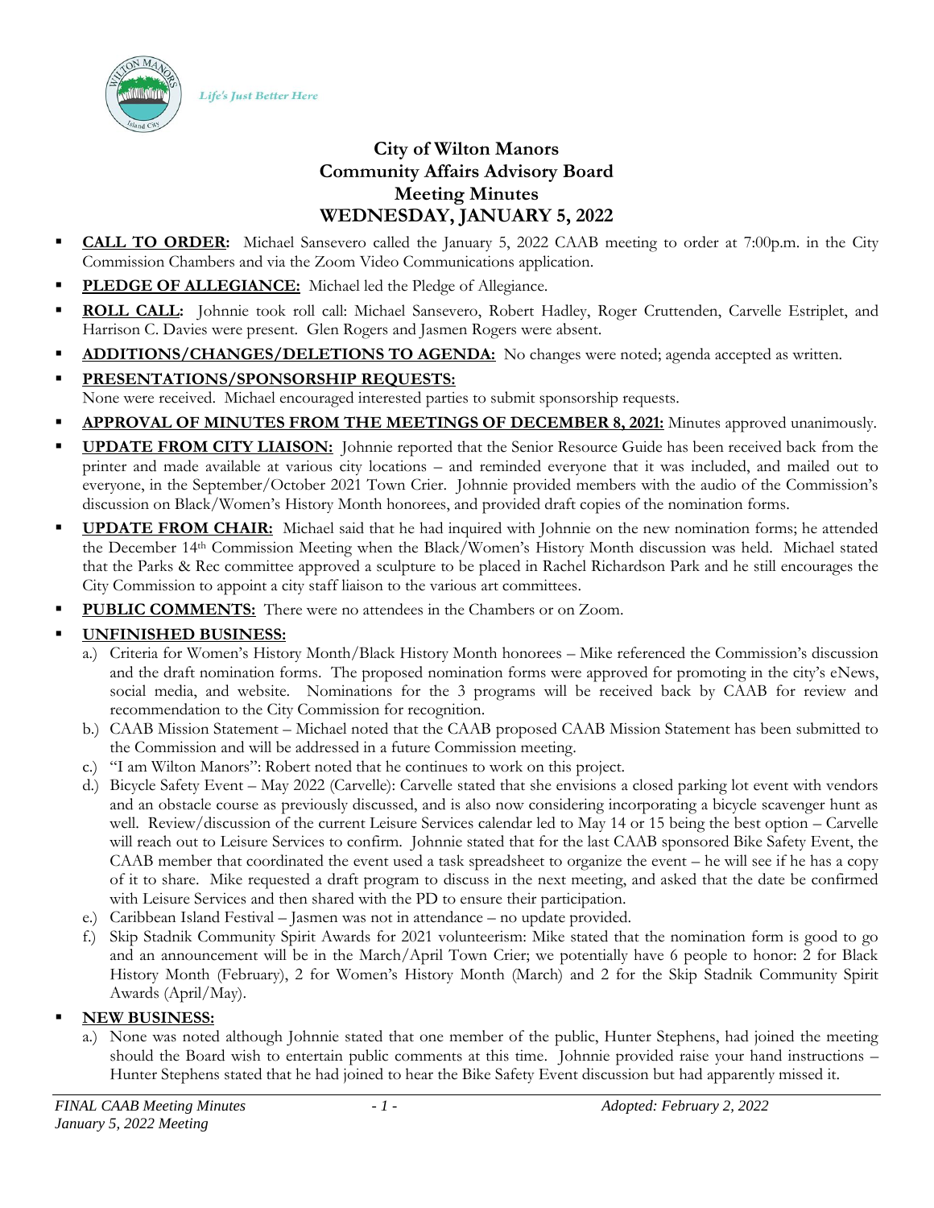Life's Just Better Here

# City of Wilton Manors
## Community Affairs Advisory Board
## Meeting Minutes
## WEDNESDAY, JANUARY 5, 2022

- **CALL TO ORDER:** Michael Sansevero called the January 5, 2022 CAAB meeting to order at 7:00p.m. in the City Commission Chambers and via the Zoom Video Communications application.
- **PLEDGE OF ALLEGIANCE:** Michael led the Pledge of Allegiance.
- **ROLL CALL:** Johnnie took roll call: Michael Sansevero, Robert Hadley, Roger Cruttenden, Carvelle Estriplet, and Harrison C. Davies were present. Glen Rogers and Jasmen Rogers were absent.
- **ADDITIONS/CHANGES/DELETIONS TO AGENDA:** No changes were noted; agenda accepted as written.
- **PRESENTATIONS/SPONSORSHIP REQUESTS:** None were received. Michael encouraged interested parties to submit sponsorship requests.
- **APPROVAL OF MINUTES FROM THE MEETINGS OF DECEMBER 8, 2021:** Minutes approved unanimously.
- **UPDATE FROM CITY LIAISON:** Johnnie reported that the Senior Resource Guide has been received back from the printer and made available at various city locations – and reminded everyone that it was included, and mailed out to everyone, in the September/October 2021 Town Crier. Johnnie provided members with the audio of the Commission's discussion on Black/Women's History Month honorees, and provided draft copies of the nomination forms.
- **UPDATE FROM CHAIR:** Michael said that he had inquired with Johnnie on the new nomination forms; he attended the December 14th Commission Meeting when the Black/Women's History Month discussion was held. Michael stated that the Parks & Rec committee approved a sculpture to be placed in Rachel Richardson Park and he still encourages the City Commission to appoint a city staff liaison to the various art committees.
- **PUBLIC COMMENTS:** There were no attendees in the Chambers or on Zoom.
- **UNFINISHED BUSINESS:**
  - a.) Criteria for Women's History Month/Black History Month honorees – Mike referenced the Commission's discussion and the draft nomination forms. The proposed nomination forms were approved for promoting in the city's eNews, social media, and website. Nominations for the 3 programs will be received back by CAAB for review and recommendation to the City Commission for recognition.
  - b.) CAAB Mission Statement – Michael noted that the CAAB proposed CAAB Mission Statement has been submitted to the Commission and will be addressed in a future Commission meeting.
  - c.) "I am Wilton Manors": Robert noted that he continues to work on this project.
  - d.) Bicycle Safety Event – May 2022 (Carvelle): Carvelle stated that she envisions a closed parking lot event with vendors and an obstacle course as previously discussed, and is also now considering incorporating a bicycle scavenger hunt as well. Review/discussion of the current Leisure Services calendar led to May 14 or 15 being the best option – Carvelle will reach out to Leisure Services to confirm. Johnnie stated that for the last CAAB sponsored Bike Safety Event, the CAAB member that coordinated the event used a task spreadsheet to organize the event – he will see if he has a copy of it to share. Mike requested a draft program to discuss in the next meeting, and asked that the date be confirmed with Leisure Services and then shared with the PD to ensure their participation.
  - e.) Caribbean Island Festival – Jasmen was not in attendance – no update provided.
  - f.) Skip Stadnik Community Spirit Awards for 2021 volunteerism: Mike stated that the nomination form is good to go and an announcement will be in the March/April Town Crier; we potentially have 6 people to honor: 2 for Black History Month (February), 2 for Women's History Month (March) and 2 for the Skip Stadnik Community Spirit Awards (April/May).
- **NEW BUSINESS:**
  - a.) None was noted although Johnnie stated that one member of the public, Hunter Stephens, had joined the meeting should the Board wish to entertain public comments at this time. Johnnie provided raise your hand instructions – Hunter Stephens stated that he had joined to hear the Bike Safety Event discussion but had apparently missed it.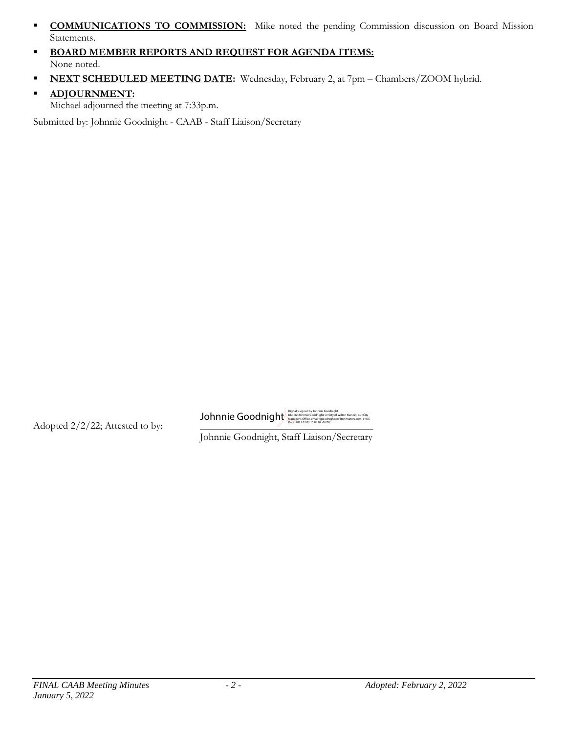- **COMMUNICATIONS TO COMMISSION:** Mike noted the pending Commission discussion on Board Mission Statements.
- **BOARD MEMBER REPORTS AND REQUEST FOR AGENDA ITEMS:**
  None noted.
- **NEXT SCHEDULED MEETING DATE:** Wednesday, February 2, at 7pm – Chambers/ZOOM hybrid.
- **ADJOURNMENT:**
  Michael adjourned the meeting at 7:33p.m.

Submitted by: Johnnie Goodnight - CAAB - Staff Liaison/Secretary

Adopted 2/2/22; Attested to by:

Johnnie Goodnight
Digitally signed by Johnnie Goodnight
DN: cn=Johnnie Goodnight, o=City of Wilton Manors, ou=City Manager's Office, email=jgoodnight@wiltonmanors.com, c=US
Date: 2022.02.02 15:08:07 -05'00'

\_\_\_\_\_\_\_\_\_\_\_\_\_\_\_\_\_\_\_\_\_\_\_\_\_\_\_\_\_\_\_\_\_\_\_\_

Johnnie Goodnight, Staff Liaison/Secretary